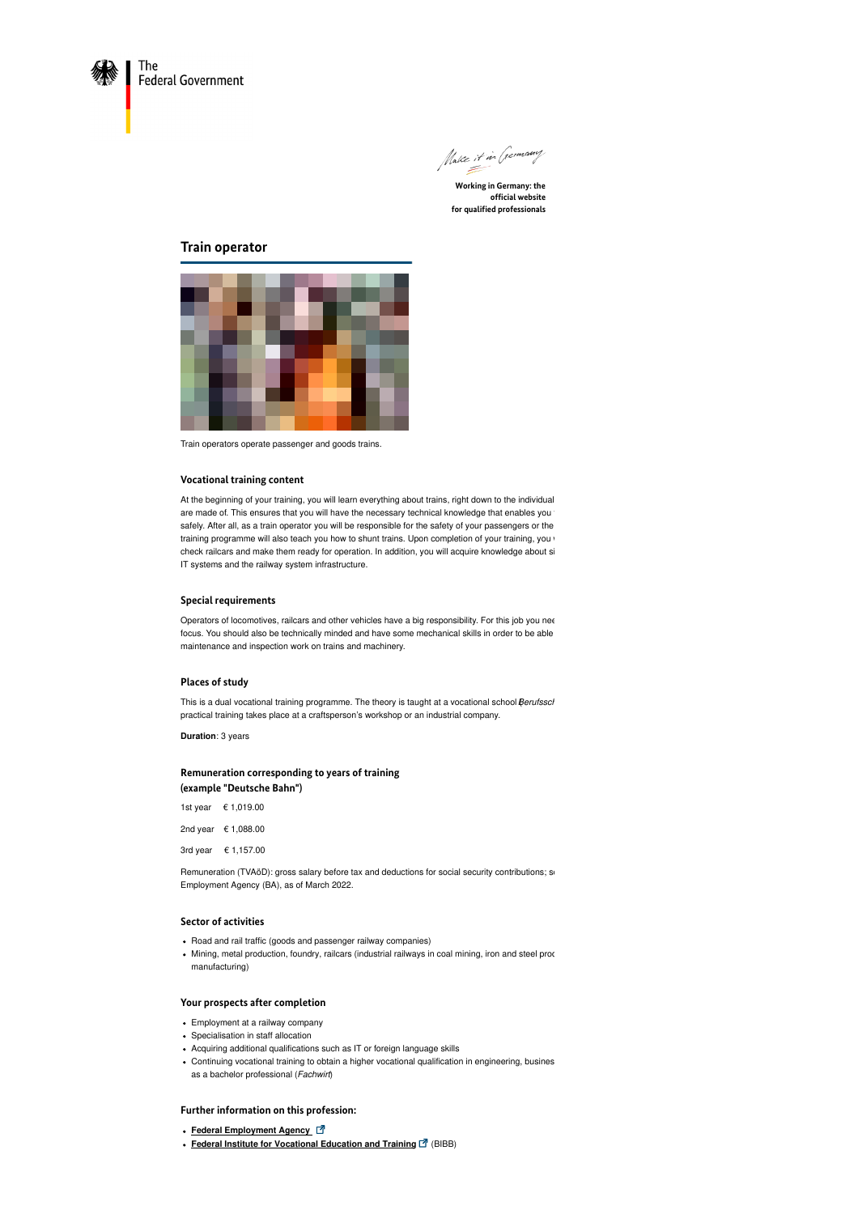The Federal Government

Make it in Germany

Working in Germany: the official website for qualified professionals

# Train operator

Train operators operate passenger and goods trains.

## Vocational training content

At the beginning of your training, you will learn everything about trains, right down to the individual are made of. This ensures that you will have the necessary technical knowledge that enables you safely. After all, as a train operator you will be responsible for the safety of your passengers or the training programme will also teach you how to shunt trains. Upon completion of your training, you check railcars and make them ready for operation. In addition, you will acquire knowledge about si IT systems and the railway system infrastructure.

## Special requirements

Operators of locomotives, railcars and other vehicles have a big responsibility. For this job you nee focus. You should also be technically minded and have some mechanical skills in order to be able maintenance and inspection work on trains and machinery.

## Places of study

This is a dual vocational training programme. The theory is taught at a vocational school (*Berufsscl* practical training takes place at a craftsperson's workshop or an industrial company.

**Duration**: 3 years

## Remuneration corresponding to years of training (example "Deutsche Bahn")

| | |
|---|---|
| 1st year | € 1,019.00 |
| 2nd year | € 1,088.00 |
| 3rd year | € 1,157.00 |

Remuneration (TVAöD): gross salary before tax and deductions for social security contributions; s Employment Agency (BA), as of March 2022.

## Sector of activities

- Road and rail traffic (goods and passenger railway companies)
- Mining, metal production, foundry, railcars (industrial railways in coal mining, iron and steel proc manufacturing)

## Your prospects after completion

- Employment at a railway company
- Specialisation in staff allocation
- Acquiring additional qualifications such as IT or foreign language skills
- Continuing vocational training to obtain a higher vocational qualification in engineering, busines as a bachelor professional (*Fachwirt*)

## Further information on this profession:

- **Federal Employment Agency**
- **Federal Institute for Vocational Education and Training** (BIBB)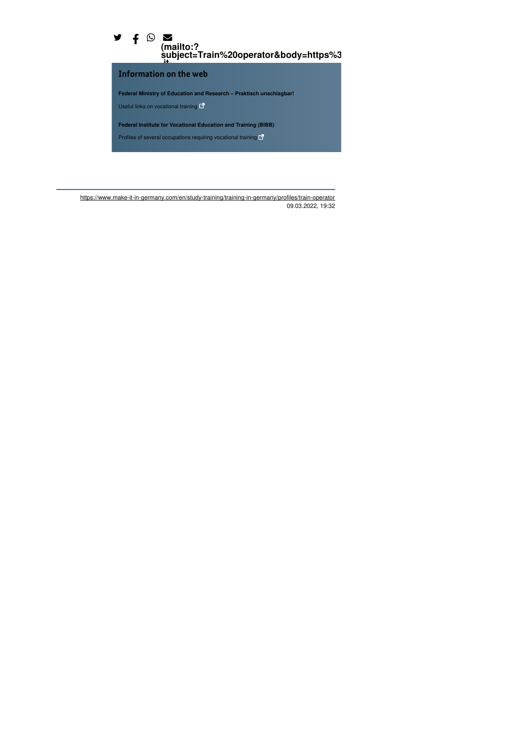(mailto:?subject=Train%20operator&body=https%3

## Information on the web

**Federal Ministry of Education and Research – Praktisch unschlagbar!**

Useful links on vocational training

**Federal Institute for Vocational Education and Training (BIBB)**

Profiles of several occupations requiring vocational training